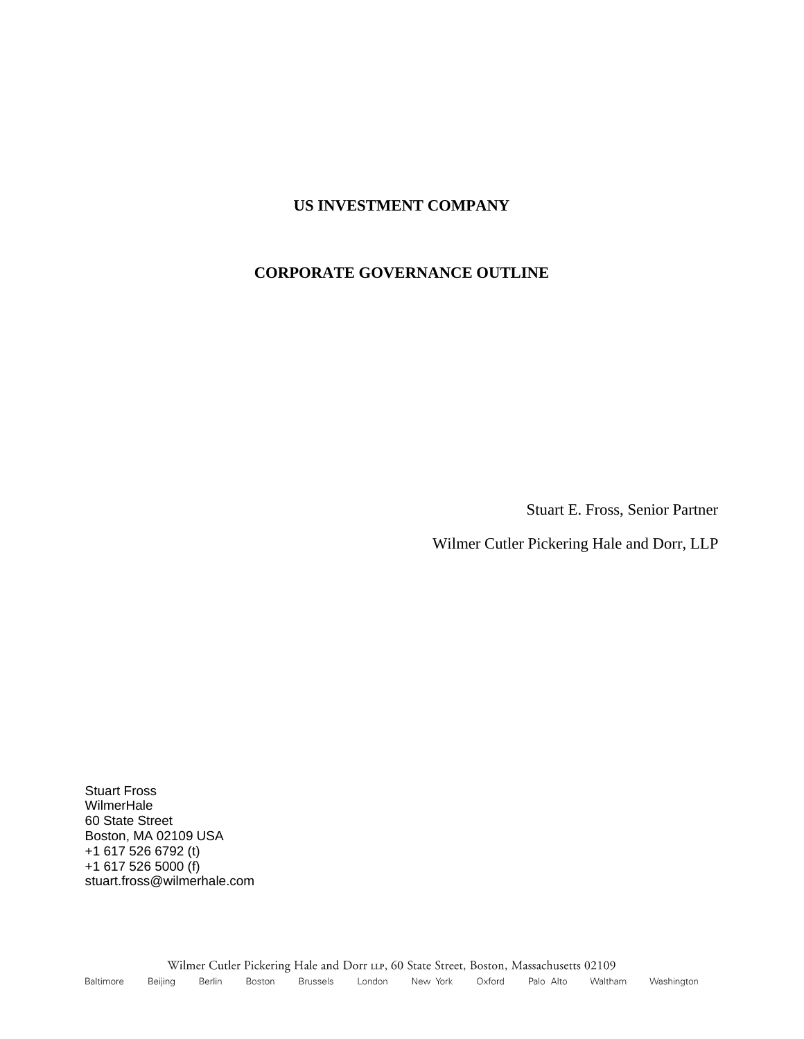# US INVESTMENT COMPANY

# CORPORATE GOVERNANCE OUTLINE

Stuart E. Fross, Senior Partner

Wilmer Cutler Pickering Hale and Dorr, LLP

Stuart Fross
WilmerHale
60 State Street
Boston, MA 02109 USA
+1 617 526 6792 (t)
+1 617 526 5000 (f)
stuart.fross@wilmerhale.com

Wilmer Cutler Pickering Hale and Dorr LLP, 60 State Street, Boston, Massachusetts 02109

Baltimore Beijing Berlin Boston Brussels London New York Oxford Palo Alto Waltham Washington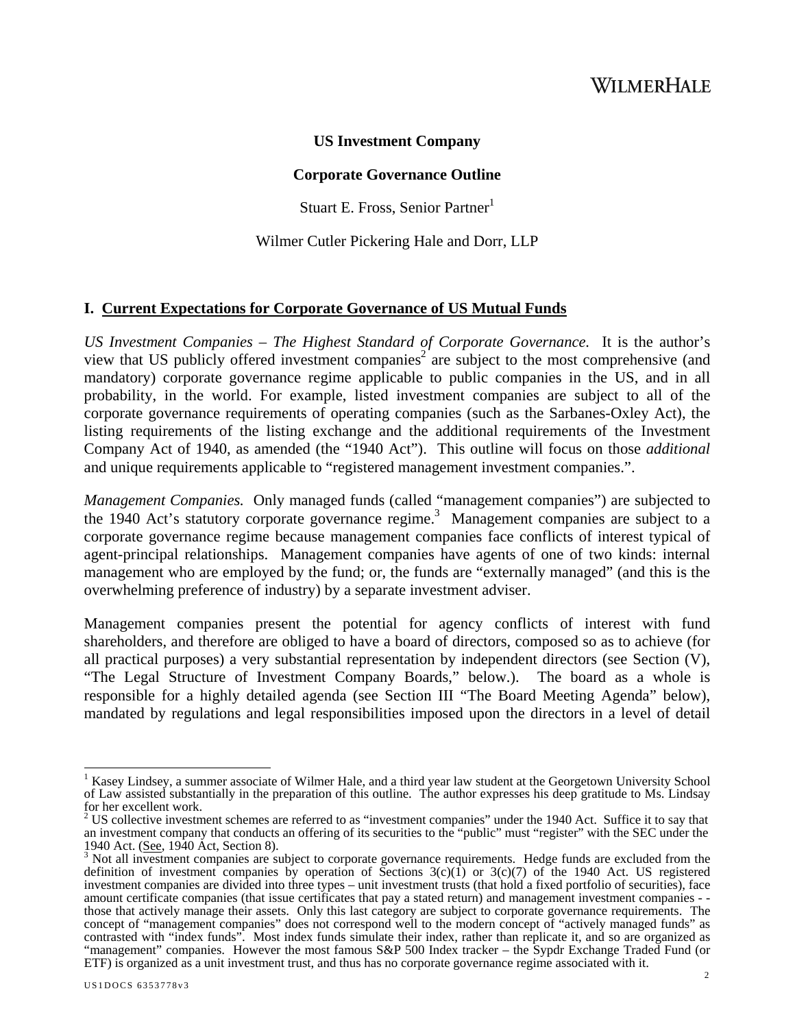**US Investment Company**

**Corporate Governance Outline**

Stuart E. Fross, Senior Partner[1]

Wilmer Cutler Pickering Hale and Dorr, LLP

## I. Current Expectations for Corporate Governance of US Mutual Funds

*US Investment Companies – The Highest Standard of Corporate Governance.* It is the author's view that US publicly offered investment companies[2] are subject to the most comprehensive (and mandatory) corporate governance regime applicable to public companies in the US, and in all probability, in the world. For example, listed investment companies are subject to all of the corporate governance requirements of operating companies (such as the Sarbanes-Oxley Act), the listing requirements of the listing exchange and the additional requirements of the Investment Company Act of 1940, as amended (the "1940 Act"). This outline will focus on those *additional* and unique requirements applicable to "registered management investment companies.".

*Management Companies.* Only managed funds (called "management companies") are subjected to the 1940 Act's statutory corporate governance regime.[3] Management companies are subject to a corporate governance regime because management companies face conflicts of interest typical of agent-principal relationships. Management companies have agents of one of two kinds: internal management who are employed by the fund; or, the funds are "externally managed" (and this is the overwhelming preference of industry) by a separate investment adviser.

Management companies present the potential for agency conflicts of interest with fund shareholders, and therefore are obliged to have a board of directors, composed so as to achieve (for all practical purposes) a very substantial representation by independent directors (see Section (V), "The Legal Structure of Investment Company Boards," below.). The board as a whole is responsible for a highly detailed agenda (see Section III "The Board Meeting Agenda" below), mandated by regulations and legal responsibilities imposed upon the directors in a level of detail

---

[1] Kasey Lindsey, a summer associate of Wilmer Hale, and a third year law student at the Georgetown University School of Law assisted substantially in the preparation of this outline. The author expresses his deep gratitude to Ms. Lindsay for her excellent work.

[2] US collective investment schemes are referred to as "investment companies" under the 1940 Act. Suffice it to say that an investment company that conducts an offering of its securities to the "public" must "register" with the SEC under the 1940 Act. (See, 1940 Act, Section 8).

[3] Not all investment companies are subject to corporate governance requirements. Hedge funds are excluded from the definition of investment companies by operation of Sections 3(c)(1) or 3(c)(7) of the 1940 Act. US registered investment companies are divided into three types – unit investment trusts (that hold a fixed portfolio of securities), face amount certificate companies (that issue certificates that pay a stated return) and management investment companies - - those that actively manage their assets. Only this last category are subject to corporate governance requirements. The concept of "management companies" does not correspond well to the modern concept of "actively managed funds" as contrasted with "index funds". Most index funds simulate their index, rather than replicate it, and so are organized as "management" companies. However the most famous S&P 500 Index tracker – the Sypdr Exchange Traded Fund (or ETF) is organized as a unit investment trust, and thus has no corporate governance regime associated with it.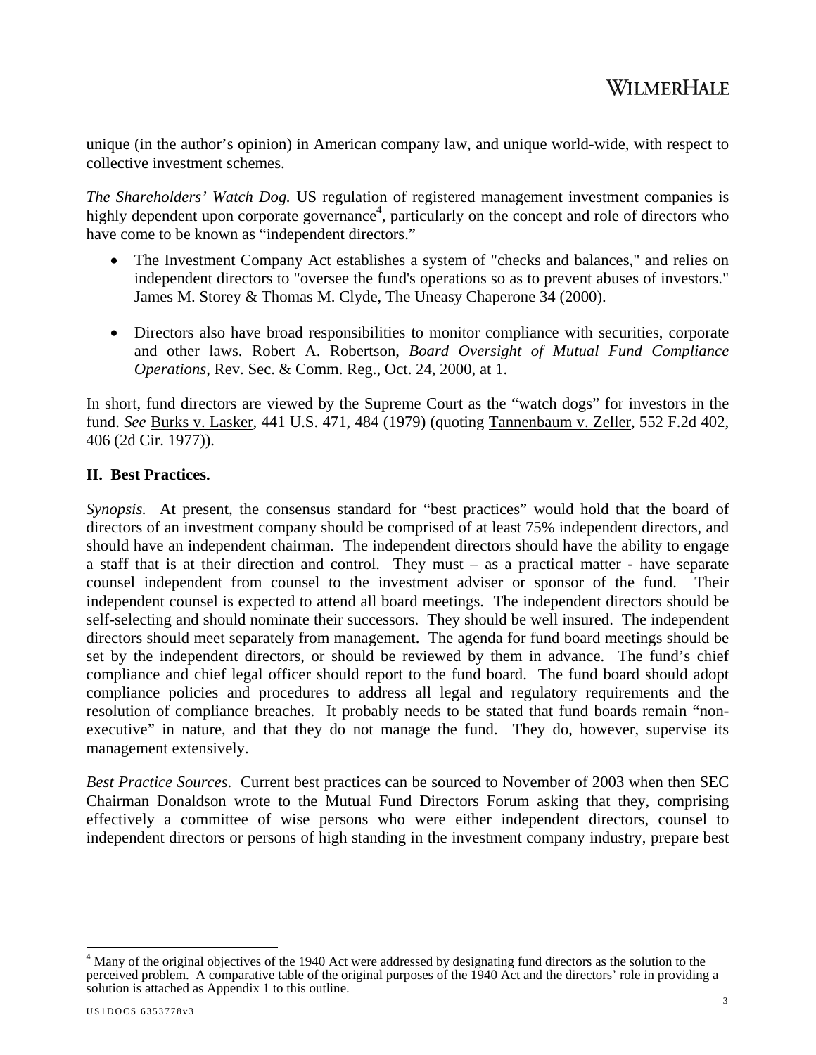unique (in the author's opinion) in American company law, and unique world-wide, with respect to collective investment schemes.

*The Shareholders' Watch Dog.* US regulation of registered management investment companies is highly dependent upon corporate governance[4], particularly on the concept and role of directors who have come to be known as "independent directors."

- The Investment Company Act establishes a system of "checks and balances," and relies on independent directors to "oversee the fund's operations so as to prevent abuses of investors." James M. Storey & Thomas M. Clyde, The Uneasy Chaperone 34 (2000).

- Directors also have broad responsibilities to monitor compliance with securities, corporate and other laws. Robert A. Robertson, *Board Oversight of Mutual Fund Compliance Operations*, Rev. Sec. & Comm. Reg., Oct. 24, 2000, at 1.

In short, fund directors are viewed by the Supreme Court as the "watch dogs" for investors in the fund. *See* Burks v. Lasker, 441 U.S. 471, 484 (1979) (quoting Tannenbaum v. Zeller, 552 F.2d 402, 406 (2d Cir. 1977)).

## II. Best Practices.

*Synopsis.* At present, the consensus standard for "best practices" would hold that the board of directors of an investment company should be comprised of at least 75% independent directors, and should have an independent chairman. The independent directors should have the ability to engage a staff that is at their direction and control. They must – as a practical matter - have separate counsel independent from counsel to the investment adviser or sponsor of the fund. Their independent counsel is expected to attend all board meetings. The independent directors should be self-selecting and should nominate their successors. They should be well insured. The independent directors should meet separately from management. The agenda for fund board meetings should be set by the independent directors, or should be reviewed by them in advance. The fund's chief compliance and chief legal officer should report to the fund board. The fund board should adopt compliance policies and procedures to address all legal and regulatory requirements and the resolution of compliance breaches. It probably needs to be stated that fund boards remain "non-executive" in nature, and that they do not manage the fund. They do, however, supervise its management extensively.

*Best Practice Sources*. Current best practices can be sourced to November of 2003 when then SEC Chairman Donaldson wrote to the Mutual Fund Directors Forum asking that they, comprising effectively a committee of wise persons who were either independent directors, counsel to independent directors or persons of high standing in the investment company industry, prepare best

---

[4] Many of the original objectives of the 1940 Act were addressed by designating fund directors as the solution to the perceived problem. A comparative table of the original purposes of the 1940 Act and the directors' role in providing a solution is attached as Appendix 1 to this outline.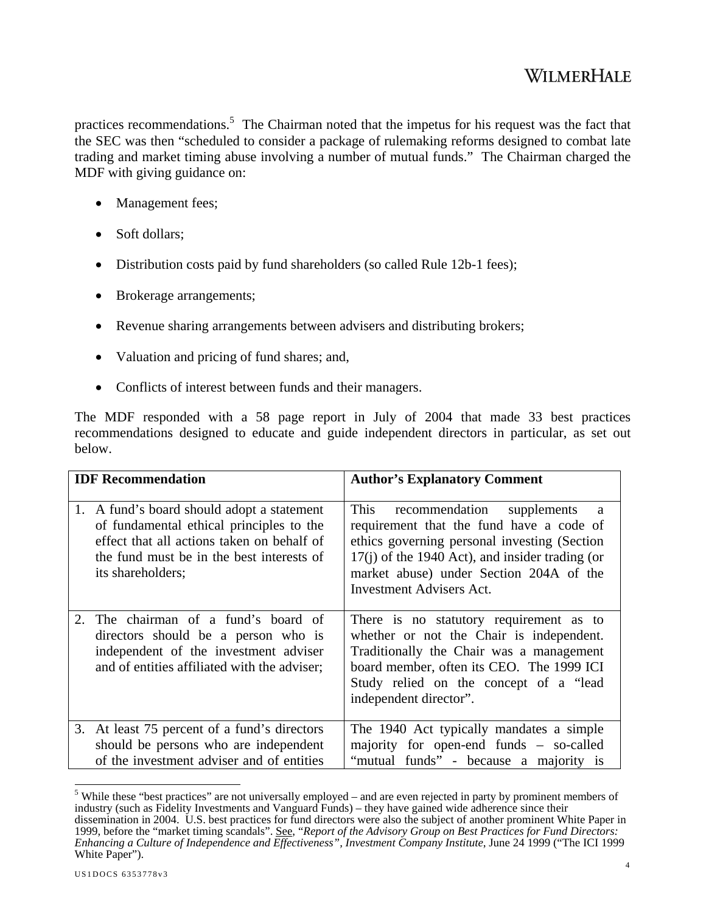practices recommendations.[5] The Chairman noted that the impetus for his request was the fact that the SEC was then "scheduled to consider a package of rulemaking reforms designed to combat late trading and market timing abuse involving a number of mutual funds." The Chairman charged the MDF with giving guidance on:

- Management fees;
- Soft dollars;
- Distribution costs paid by fund shareholders (so called Rule 12b-1 fees);
- Brokerage arrangements;
- Revenue sharing arrangements between advisers and distributing brokers;
- Valuation and pricing of fund shares; and,
- Conflicts of interest between funds and their managers.

The MDF responded with a 58 page report in July of 2004 that made 33 best practices recommendations designed to educate and guide independent directors in particular, as set out below.

| IDF Recommendation | Author's Explanatory Comment |
|---|---|
| 1. A fund's board should adopt a statement of fundamental ethical principles to the effect that all actions taken on behalf of the fund must be in the best interests of its shareholders; | This recommendation supplements a requirement that the fund have a code of ethics governing personal investing (Section 17(j) of the 1940 Act), and insider trading (or market abuse) under Section 204A of the Investment Advisers Act. |
| 2. The chairman of a fund's board of directors should be a person who is independent of the investment adviser and of entities affiliated with the adviser; | There is no statutory requirement as to whether or not the Chair is independent. Traditionally the Chair was a management board member, often its CEO. The 1999 ICI Study relied on the concept of a "lead independent director". |
| 3. At least 75 percent of a fund's directors should be persons who are independent of the investment adviser and of entities | The 1940 Act typically mandates a simple majority for open-end funds – so-called "mutual funds" - because a majority is |

[5] While these "best practices" are not universally employed – and are even rejected in party by prominent members of industry (such as Fidelity Investments and Vanguard Funds) – they have gained wide adherence since their dissemination in 2004. U.S. best practices for fund directors were also the subject of another prominent White Paper in 1999, before the "market timing scandals". See, "*Report of the Advisory Group on Best Practices for Fund Directors: Enhancing a Culture of Independence and Effectiveness", Investment Company Institute*, June 24 1999 ("The ICI 1999 White Paper").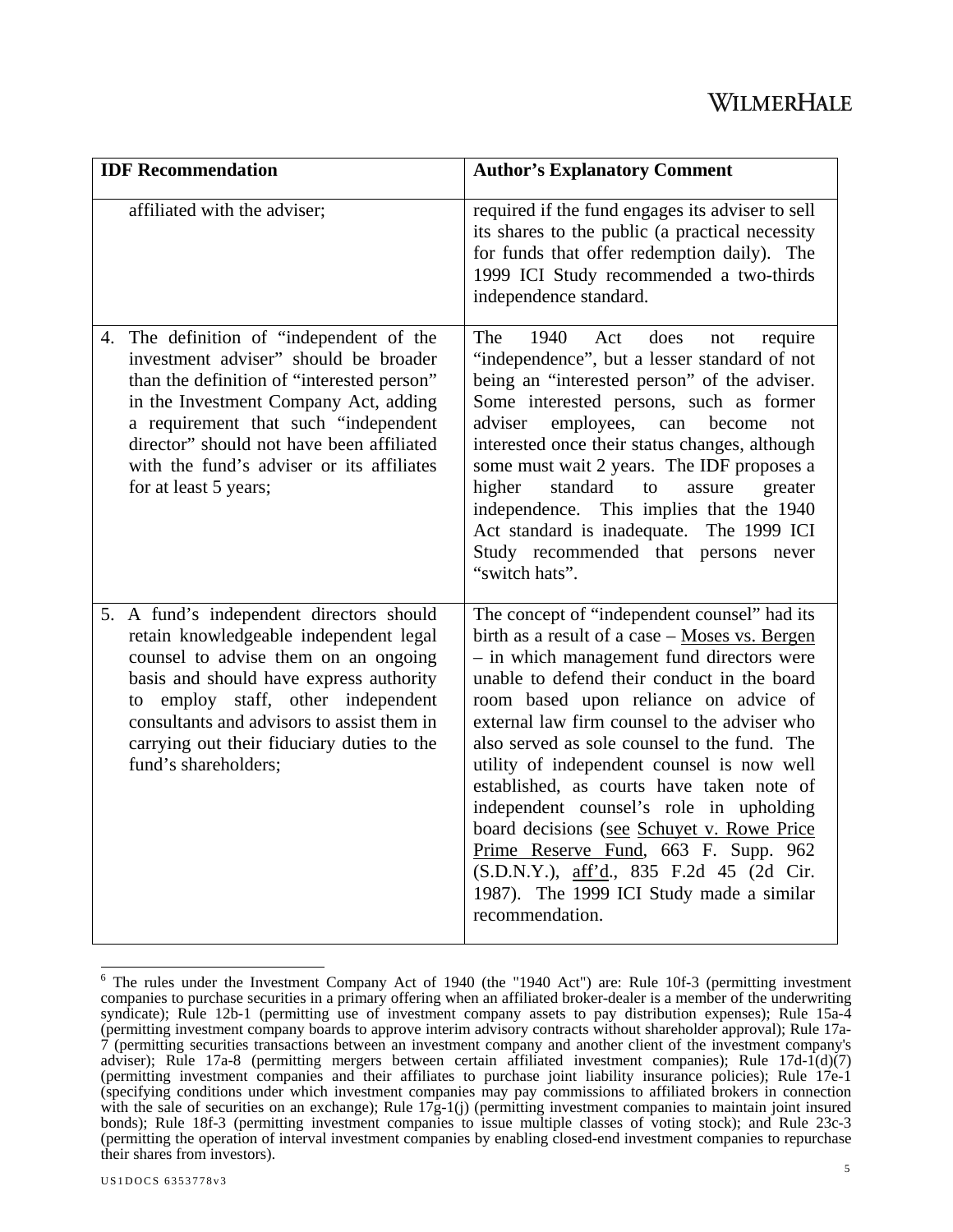| IDF Recommendation | Author's Explanatory Comment |
|---|---|
| affiliated with the adviser; | required if the fund engages its adviser to sell its shares to the public (a practical necessity for funds that offer redemption daily). The 1999 ICI Study recommended a two-thirds independence standard. |
| 4. The definition of "independent of the investment adviser" should be broader than the definition of "interested person" in the Investment Company Act, adding a requirement that such "independent director" should not have been affiliated with the fund's adviser or its affiliates for at least 5 years; | The 1940 Act does not require "independence", but a lesser standard of not being an "interested person" of the adviser. Some interested persons, such as former adviser employees, can become not interested once their status changes, although some must wait 2 years. The IDF proposes a higher standard to assure greater independence. This implies that the 1940 Act standard is inadequate. The 1999 ICI Study recommended that persons never "switch hats". |
| 5. A fund's independent directors should retain knowledgeable independent legal counsel to advise them on an ongoing basis and should have express authority to employ staff, other independent consultants and advisors to assist them in carrying out their fiduciary duties to the fund's shareholders; | The concept of "independent counsel" had its birth as a result of a case – Moses vs. Bergen – in which management fund directors were unable to defend their conduct in the board room based upon reliance on advice of external law firm counsel to the adviser who also served as sole counsel to the fund. The utility of independent counsel is now well established, as courts have taken note of independent counsel's role in upholding board decisions (see Schuyet v. Rowe Price Prime Reserve Fund, 663 F. Supp. 962 (S.D.N.Y.), aff'd., 835 F.2d 45 (2d Cir. 1987). The 1999 ICI Study made a similar recommendation. |

[6] The rules under the Investment Company Act of 1940 (the "1940 Act") are: Rule 10f-3 (permitting investment companies to purchase securities in a primary offering when an affiliated broker-dealer is a member of the underwriting syndicate); Rule 12b-1 (permitting use of investment company assets to pay distribution expenses); Rule 15a-4 (permitting investment company boards to approve interim advisory contracts without shareholder approval); Rule 17a-7 (permitting securities transactions between an investment company and another client of the investment company's adviser); Rule 17a-8 (permitting mergers between certain affiliated investment companies); Rule 17d-1(d)(7) (permitting investment companies and their affiliates to purchase joint liability insurance policies); Rule 17e-1 (specifying conditions under which investment companies may pay commissions to affiliated brokers in connection with the sale of securities on an exchange); Rule 17g-1(j) (permitting investment companies to maintain joint insured bonds); Rule 18f-3 (permitting investment companies to issue multiple classes of voting stock); and Rule 23c-3 (permitting the operation of interval investment companies by enabling closed-end investment companies to repurchase their shares from investors).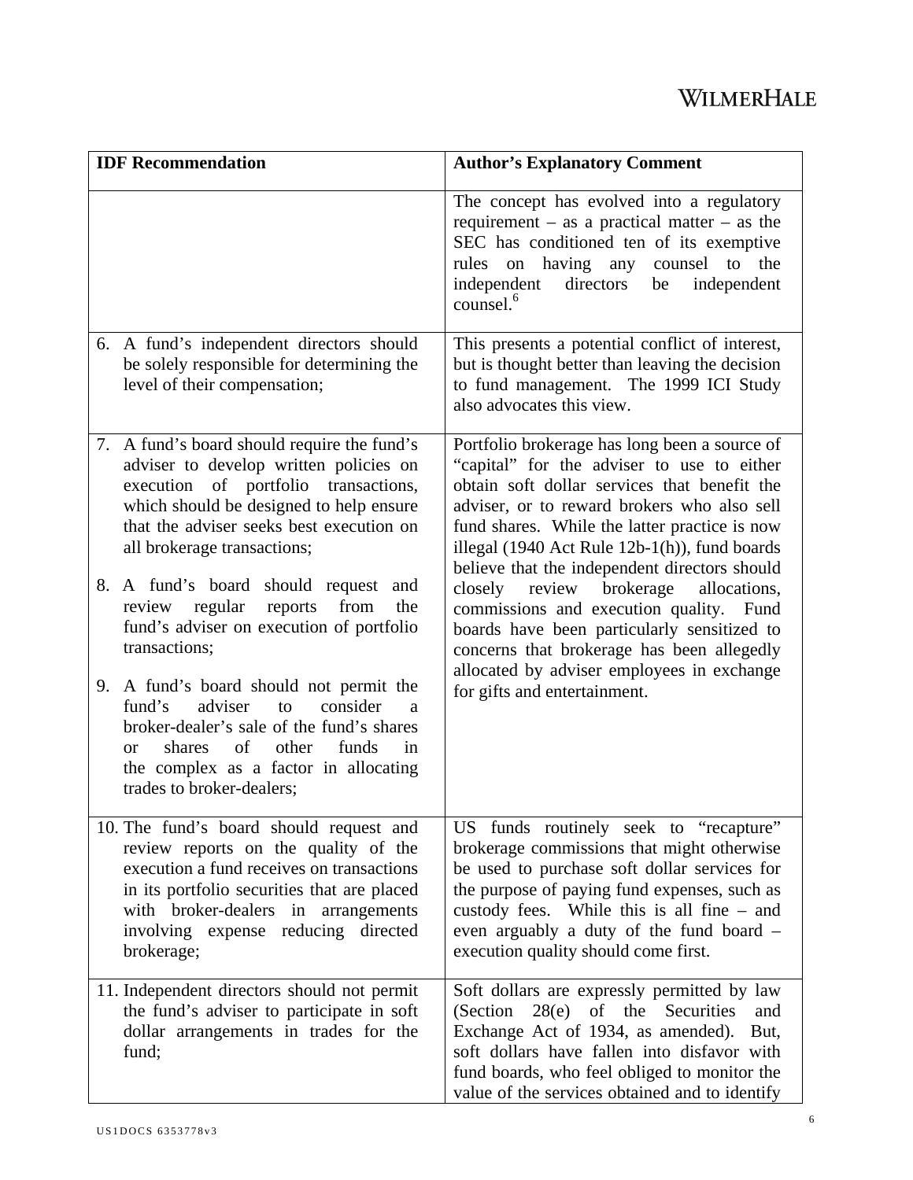| IDF Recommendation | Author's Explanatory Comment |
|---|---|
| | The concept has evolved into a regulatory requirement – as a practical matter – as the SEC has conditioned ten of its exemptive rules on having any counsel to the independent directors be independent counsel.[6] |
| 6. A fund's independent directors should be solely responsible for determining the level of their compensation; | This presents a potential conflict of interest, but is thought better than leaving the decision to fund management. The 1999 ICI Study also advocates this view. |
| 7. A fund's board should require the fund's adviser to develop written policies on execution of portfolio transactions, which should be designed to help ensure that the adviser seeks best execution on all brokerage transactions;<br><br>8. A fund's board should request and review regular reports from the fund's adviser on execution of portfolio transactions;<br><br>9. A fund's board should not permit the fund's adviser to consider a broker-dealer's sale of the fund's shares or shares of other funds in the complex as a factor in allocating trades to broker-dealers; | Portfolio brokerage has long been a source of "capital" for the adviser to use to either obtain soft dollar services that benefit the adviser, or to reward brokers who also sell fund shares. While the latter practice is now illegal (1940 Act Rule 12b-1(h)), fund boards believe that the independent directors should closely review brokerage allocations, commissions and execution quality. Fund boards have been particularly sensitized to concerns that brokerage has been allegedly allocated by adviser employees in exchange for gifts and entertainment. |
| 10. The fund's board should request and review reports on the quality of the execution a fund receives on transactions in its portfolio securities that are placed with broker-dealers in arrangements involving expense reducing directed brokerage; | US funds routinely seek to "recapture" brokerage commissions that might otherwise be used to purchase soft dollar services for the purpose of paying fund expenses, such as custody fees. While this is all fine – and even arguably a duty of the fund board – execution quality should come first. |
| 11. Independent directors should not permit the fund's adviser to participate in soft dollar arrangements in trades for the fund; | Soft dollars are expressly permitted by law (Section 28(e) of the Securities and Exchange Act of 1934, as amended). But, soft dollars have fallen into disfavor with fund boards, who feel obliged to monitor the value of the services obtained and to identify |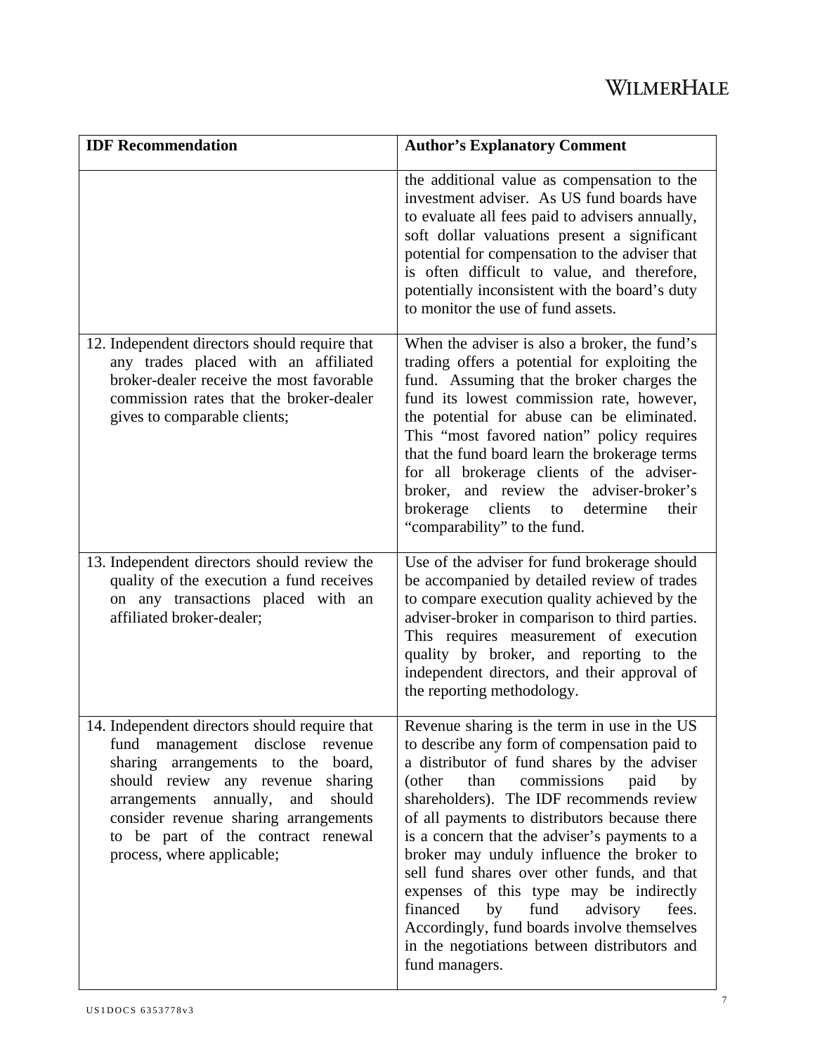| IDF Recommendation | Author's Explanatory Comment |
|---|---|
| | the additional value as compensation to the investment adviser. As US fund boards have to evaluate all fees paid to advisers annually, soft dollar valuations present a significant potential for compensation to the adviser that is often difficult to value, and therefore, potentially inconsistent with the board's duty to monitor the use of fund assets. |
| 12. Independent directors should require that any trades placed with an affiliated broker-dealer receive the most favorable commission rates that the broker-dealer gives to comparable clients; | When the adviser is also a broker, the fund's trading offers a potential for exploiting the fund. Assuming that the broker charges the fund its lowest commission rate, however, the potential for abuse can be eliminated. This "most favored nation" policy requires that the fund board learn the brokerage terms for all brokerage clients of the adviser-broker, and review the adviser-broker's brokerage clients to determine their "comparability" to the fund. |
| 13. Independent directors should review the quality of the execution a fund receives on any transactions placed with an affiliated broker-dealer; | Use of the adviser for fund brokerage should be accompanied by detailed review of trades to compare execution quality achieved by the adviser-broker in comparison to third parties. This requires measurement of execution quality by broker, and reporting to the independent directors, and their approval of the reporting methodology. |
| 14. Independent directors should require that fund management disclose revenue sharing arrangements to the board, should review any revenue sharing arrangements annually, and should consider revenue sharing arrangements to be part of the contract renewal process, where applicable; | Revenue sharing is the term in use in the US to describe any form of compensation paid to a distributor of fund shares by the adviser (other than commissions paid by shareholders). The IDF recommends review of all payments to distributors because there is a concern that the adviser's payments to a broker may unduly influence the broker to sell fund shares over other funds, and that expenses of this type may be indirectly financed by fund advisory fees. Accordingly, fund boards involve themselves in the negotiations between distributors and fund managers. |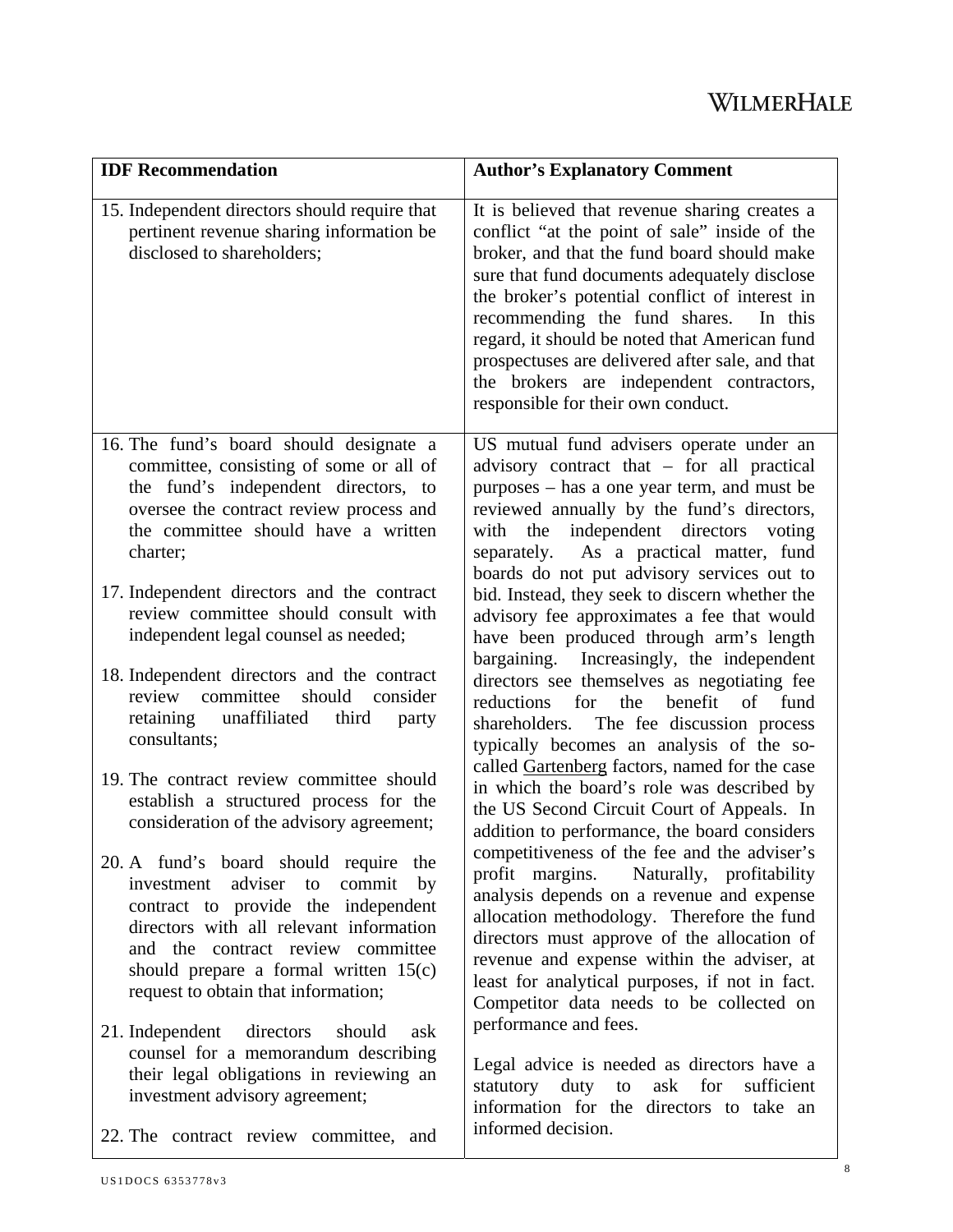| IDF Recommendation | Author's Explanatory Comment |
|---|---|
| 15. Independent directors should require that pertinent revenue sharing information be disclosed to shareholders; | It is believed that revenue sharing creates a conflict "at the point of sale" inside of the broker, and that the fund board should make sure that fund documents adequately disclose the broker's potential conflict of interest in recommending the fund shares. In this regard, it should be noted that American fund prospectuses are delivered after sale, and that the brokers are independent contractors, responsible for their own conduct. |
| 16. The fund's board should designate a committee, consisting of some or all of the fund's independent directors, to oversee the contract review process and the committee should have a written charter;<br><br>17. Independent directors and the contract review committee should consult with independent legal counsel as needed;<br><br>18. Independent directors and the contract review committee should consider retaining unaffiliated third party consultants;<br><br>19. The contract review committee should establish a structured process for the consideration of the advisory agreement;<br><br>20. A fund's board should require the investment adviser to commit by contract to provide the independent directors with all relevant information and the contract review committee should prepare a formal written 15(c) request to obtain that information;<br><br>21. Independent directors should ask counsel for a memorandum describing their legal obligations in reviewing an investment advisory agreement;<br><br>22. The contract review committee, and | US mutual fund advisers operate under an advisory contract that – for all practical purposes – has a one year term, and must be reviewed annually by the fund's directors, with the independent directors voting separately. As a practical matter, fund boards do not put advisory services out to bid. Instead, they seek to discern whether the advisory fee approximates a fee that would have been produced through arm's length bargaining. Increasingly, the independent directors see themselves as negotiating fee reductions for the benefit of fund shareholders. The fee discussion process typically becomes an analysis of the so-called Gartenberg factors, named for the case in which the board's role was described by the US Second Circuit Court of Appeals. In addition to performance, the board considers competitiveness of the fee and the adviser's profit margins. Naturally, profitability analysis depends on a revenue and expense allocation methodology. Therefore the fund directors must approve of the allocation of revenue and expense within the adviser, at least for analytical purposes, if not in fact. Competitor data needs to be collected on performance and fees.<br><br>Legal advice is needed as directors have a statutory duty to ask for sufficient information for the directors to take an informed decision. |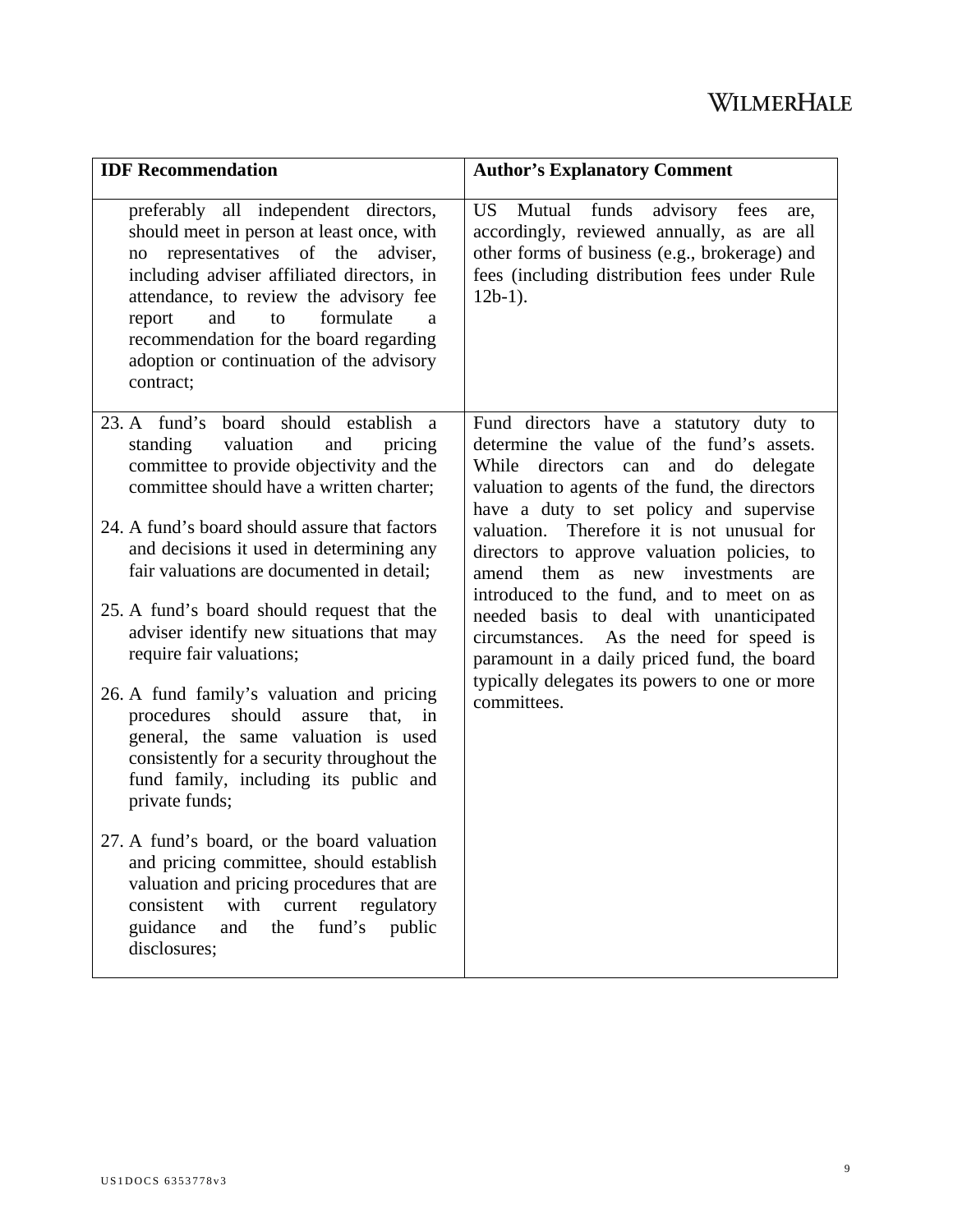| IDF Recommendation | Author's Explanatory Comment |
| --- | --- |
| preferably all independent directors, should meet in person at least once, with no representatives of the adviser, including adviser affiliated directors, in attendance, to review the advisory fee report and to formulate a recommendation for the board regarding adoption or continuation of the advisory contract; | US Mutual funds advisory fees are, accordingly, reviewed annually, as are all other forms of business (e.g., brokerage) and fees (including distribution fees under Rule 12b-1). |
| 23. A fund's board should establish a standing valuation and pricing committee to provide objectivity and the committee should have a written charter;<br><br>24. A fund's board should assure that factors and decisions it used in determining any fair valuations are documented in detail;<br><br>25. A fund's board should request that the adviser identify new situations that may require fair valuations;<br><br>26. A fund family's valuation and pricing procedures should assure that, in general, the same valuation is used consistently for a security throughout the fund family, including its public and private funds;<br><br>27. A fund's board, or the board valuation and pricing committee, should establish valuation and pricing procedures that are consistent with current regulatory guidance and the fund's public disclosures; | Fund directors have a statutory duty to determine the value of the fund's assets. While directors can and do delegate valuation to agents of the fund, the directors have a duty to set policy and supervise valuation. Therefore it is not unusual for directors to approve valuation policies, to amend them as new investments are introduced to the fund, and to meet on as needed basis to deal with unanticipated circumstances. As the need for speed is paramount in a daily priced fund, the board typically delegates its powers to one or more committees. |

US1DOCS 6353778v3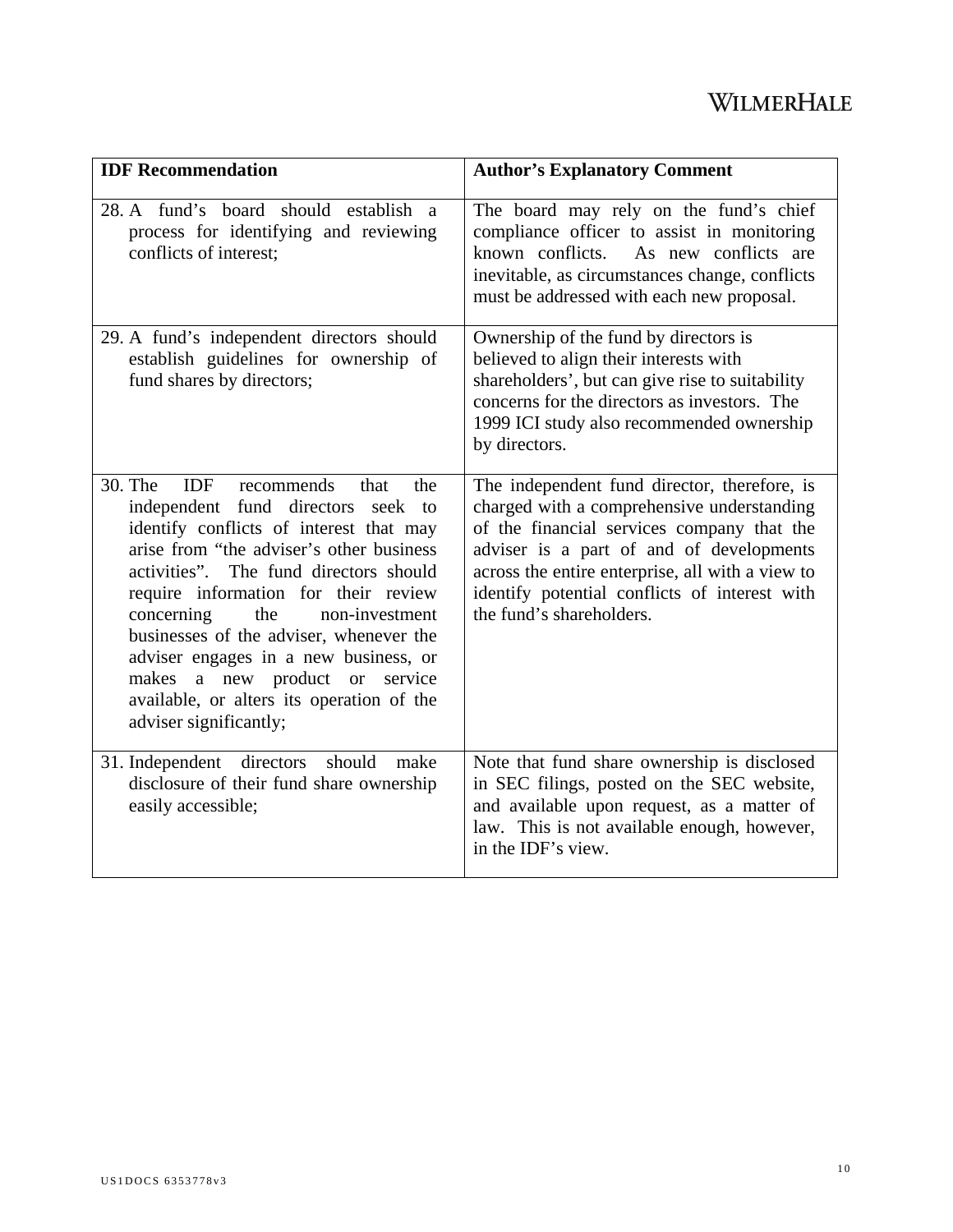| IDF Recommendation | Author's Explanatory Comment |
|---|---|
| 28. A fund's board should establish a process for identifying and reviewing conflicts of interest; | The board may rely on the fund's chief compliance officer to assist in monitoring known conflicts. As new conflicts are inevitable, as circumstances change, conflicts must be addressed with each new proposal. |
| 29. A fund's independent directors should establish guidelines for ownership of fund shares by directors; | Ownership of the fund by directors is believed to align their interests with shareholders', but can give rise to suitability concerns for the directors as investors. The 1999 ICI study also recommended ownership by directors. |
| 30. The IDF recommends that the independent fund directors seek to identify conflicts of interest that may arise from "the adviser's other business activities". The fund directors should require information for their review concerning the non-investment businesses of the adviser, whenever the adviser engages in a new business, or makes a new product or service available, or alters its operation of the adviser significantly; | The independent fund director, therefore, is charged with a comprehensive understanding of the financial services company that the adviser is a part of and of developments across the entire enterprise, all with a view to identify potential conflicts of interest with the fund's shareholders. |
| 31. Independent directors should make disclosure of their fund share ownership easily accessible; | Note that fund share ownership is disclosed in SEC filings, posted on the SEC website, and available upon request, as a matter of law. This is not available enough, however, in the IDF's view. |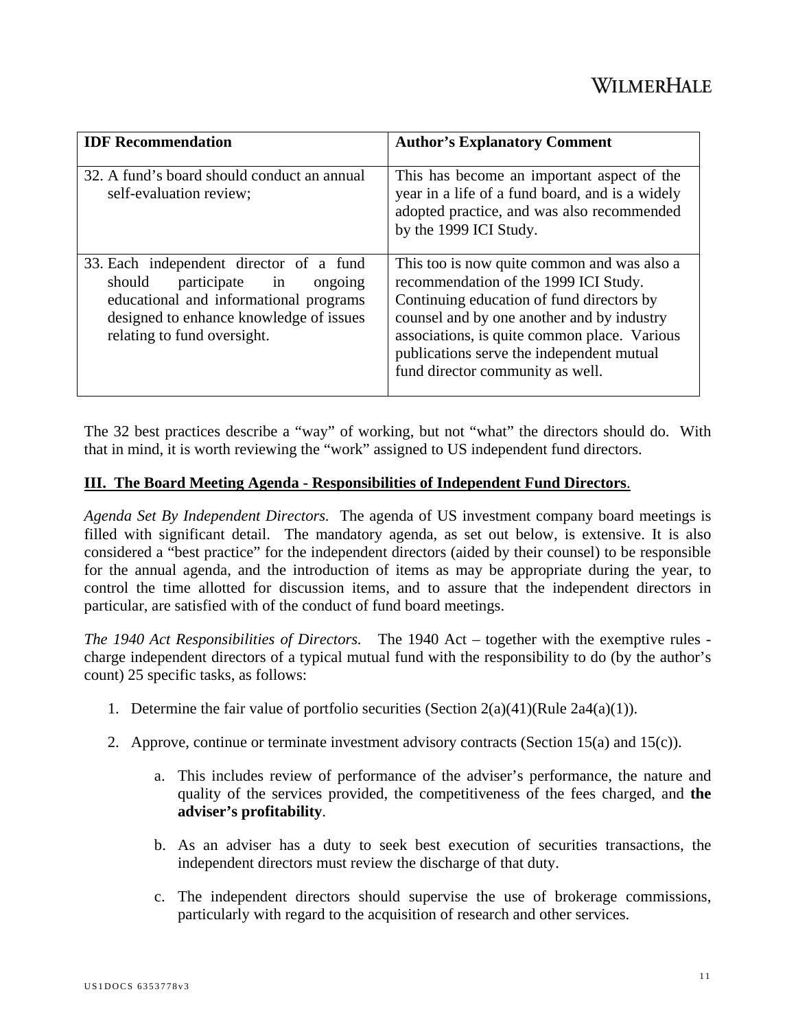| IDF Recommendation | Author's Explanatory Comment |
|---|---|
| 32. A fund's board should conduct an annual self-evaluation review; | This has become an important aspect of the year in a life of a fund board, and is a widely adopted practice, and was also recommended by the 1999 ICI Study. |
| 33. Each independent director of a fund should participate in ongoing educational and informational programs designed to enhance knowledge of issues relating to fund oversight. | This too is now quite common and was also a recommendation of the 1999 ICI Study. Continuing education of fund directors by counsel and by one another and by industry associations, is quite common place. Various publications serve the independent mutual fund director community as well. |

The 32 best practices describe a "way" of working, but not "what" the directors should do. With that in mind, it is worth reviewing the "work" assigned to US independent fund directors.

## III. The Board Meeting Agenda - Responsibilities of Independent Fund Directors.

*Agenda Set By Independent Directors.* The agenda of US investment company board meetings is filled with significant detail. The mandatory agenda, as set out below, is extensive. It is also considered a "best practice" for the independent directors (aided by their counsel) to be responsible for the annual agenda, and the introduction of items as may be appropriate during the year, to control the time allotted for discussion items, and to assure that the independent directors in particular, are satisfied with of the conduct of fund board meetings.

*The 1940 Act Responsibilities of Directors.* The 1940 Act – together with the exemptive rules - charge independent directors of a typical mutual fund with the responsibility to do (by the author's count) 25 specific tasks, as follows:

1. Determine the fair value of portfolio securities (Section 2(a)(41)(Rule 2a4(a)(1)).
2. Approve, continue or terminate investment advisory contracts (Section 15(a) and 15(c)).
    a. This includes review of performance of the adviser's performance, the nature and quality of the services provided, the competitiveness of the fees charged, and **the adviser's profitability**.
    b. As an adviser has a duty to seek best execution of securities transactions, the independent directors must review the discharge of that duty.
    c. The independent directors should supervise the use of brokerage commissions, particularly with regard to the acquisition of research and other services.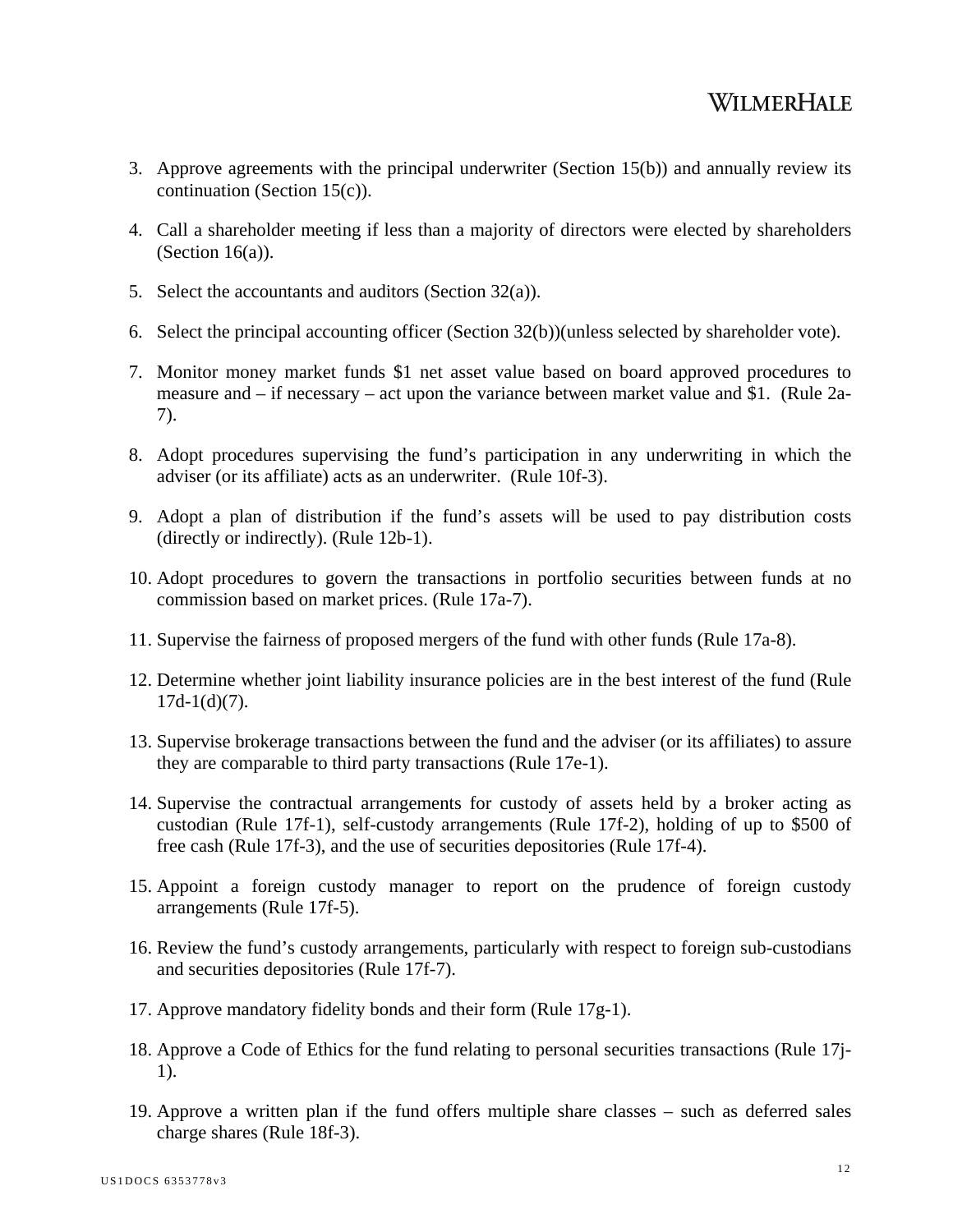3. Approve agreements with the principal underwriter (Section 15(b)) and annually review its continuation (Section 15(c)).

4. Call a shareholder meeting if less than a majority of directors were elected by shareholders (Section 16(a)).

5. Select the accountants and auditors (Section 32(a)).

6. Select the principal accounting officer (Section 32(b))(unless selected by shareholder vote).

7. Monitor money market funds $1 net asset value based on board approved procedures to measure and – if necessary – act upon the variance between market value and $1. (Rule 2a-7).

8. Adopt procedures supervising the fund's participation in any underwriting in which the adviser (or its affiliate) acts as an underwriter. (Rule 10f-3).

9. Adopt a plan of distribution if the fund's assets will be used to pay distribution costs (directly or indirectly). (Rule 12b-1).

10. Adopt procedures to govern the transactions in portfolio securities between funds at no commission based on market prices. (Rule 17a-7).

11. Supervise the fairness of proposed mergers of the fund with other funds (Rule 17a-8).

12. Determine whether joint liability insurance policies are in the best interest of the fund (Rule 17d-1(d)(7).

13. Supervise brokerage transactions between the fund and the adviser (or its affiliates) to assure they are comparable to third party transactions (Rule 17e-1).

14. Supervise the contractual arrangements for custody of assets held by a broker acting as custodian (Rule 17f-1), self-custody arrangements (Rule 17f-2), holding of up to $500 of free cash (Rule 17f-3), and the use of securities depositories (Rule 17f-4).

15. Appoint a foreign custody manager to report on the prudence of foreign custody arrangements (Rule 17f-5).

16. Review the fund's custody arrangements, particularly with respect to foreign sub-custodians and securities depositories (Rule 17f-7).

17. Approve mandatory fidelity bonds and their form (Rule 17g-1).

18. Approve a Code of Ethics for the fund relating to personal securities transactions (Rule 17j-1).

19. Approve a written plan if the fund offers multiple share classes – such as deferred sales charge shares (Rule 18f-3).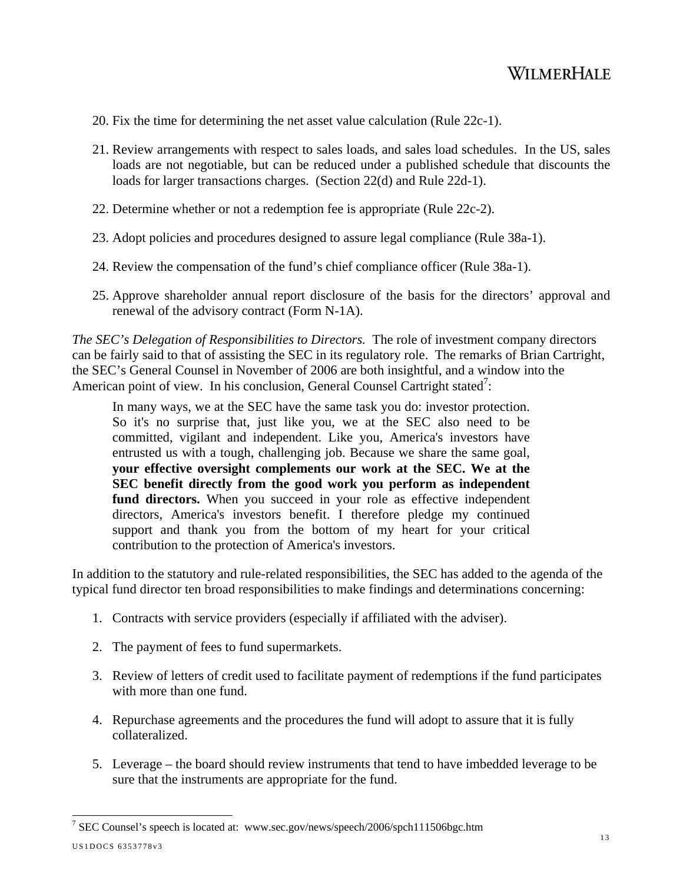20. Fix the time for determining the net asset value calculation (Rule 22c-1).

21. Review arrangements with respect to sales loads, and sales load schedules. In the US, sales loads are not negotiable, but can be reduced under a published schedule that discounts the loads for larger transactions charges. (Section 22(d) and Rule 22d-1).

22. Determine whether or not a redemption fee is appropriate (Rule 22c-2).

23. Adopt policies and procedures designed to assure legal compliance (Rule 38a-1).

24. Review the compensation of the fund's chief compliance officer (Rule 38a-1).

25. Approve shareholder annual report disclosure of the basis for the directors' approval and renewal of the advisory contract (Form N-1A).

*The SEC's Delegation of Responsibilities to Directors.* The role of investment company directors can be fairly said to that of assisting the SEC in its regulatory role. The remarks of Brian Cartright, the SEC's General Counsel in November of 2006 are both insightful, and a window into the American point of view. In his conclusion, General Counsel Cartright stated[7]:

> In many ways, we at the SEC have the same task you do: investor protection. So it's no surprise that, just like you, we at the SEC also need to be committed, vigilant and independent. Like you, America's investors have entrusted us with a tough, challenging job. Because we share the same goal, **your effective oversight complements our work at the SEC. We at the SEC benefit directly from the good work you perform as independent fund directors.** When you succeed in your role as effective independent directors, America's investors benefit. I therefore pledge my continued support and thank you from the bottom of my heart for your critical contribution to the protection of America's investors.

In addition to the statutory and rule-related responsibilities, the SEC has added to the agenda of the typical fund director ten broad responsibilities to make findings and determinations concerning:

1. Contracts with service providers (especially if affiliated with the adviser).

2. The payment of fees to fund supermarkets.

3. Review of letters of credit used to facilitate payment of redemptions if the fund participates with more than one fund.

4. Repurchase agreements and the procedures the fund will adopt to assure that it is fully collateralized.

5. Leverage – the board should review instruments that tend to have imbedded leverage to be sure that the instruments are appropriate for the fund.

---

[7] SEC Counsel's speech is located at: www.sec.gov/news/speech/2006/spch111506bgc.htm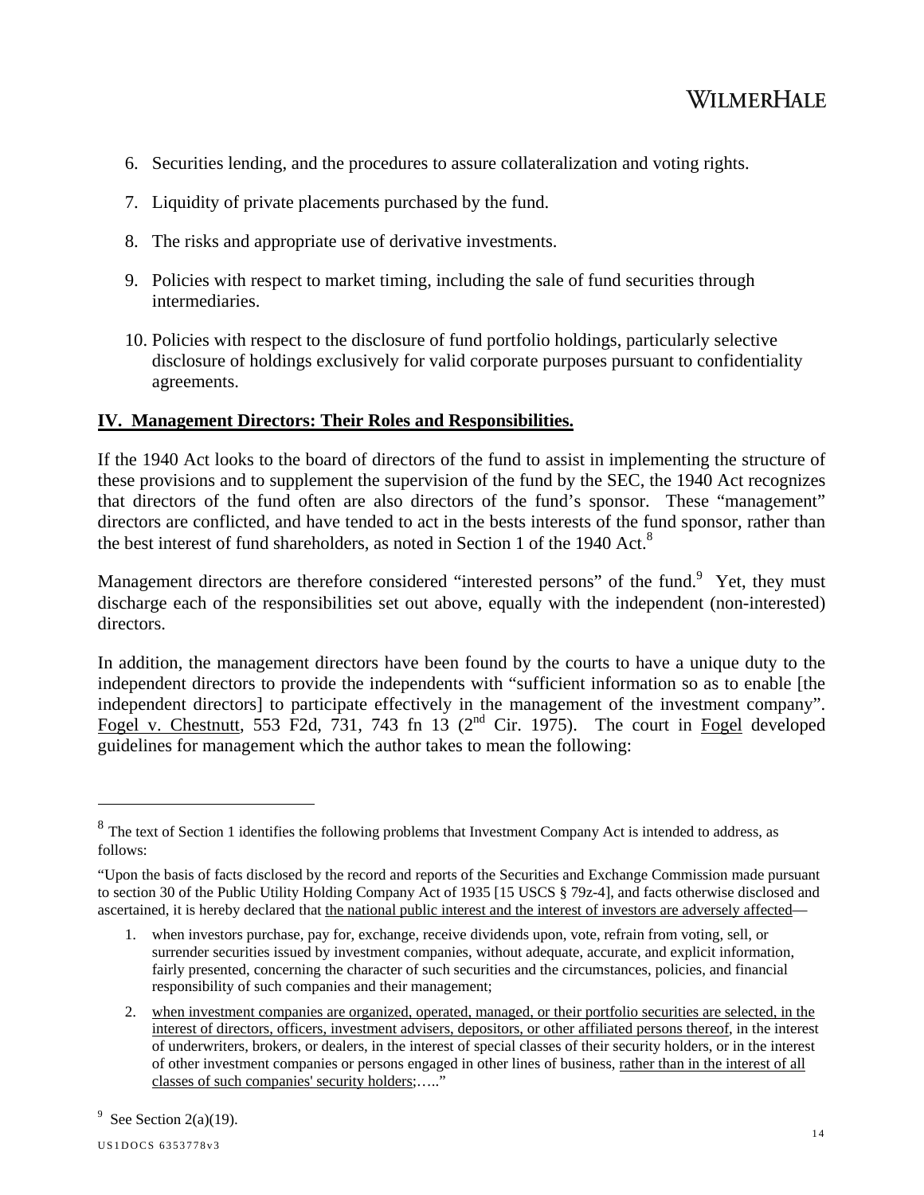6. Securities lending, and the procedures to assure collateralization and voting rights.

7. Liquidity of private placements purchased by the fund.

8. The risks and appropriate use of derivative investments.

9. Policies with respect to market timing, including the sale of fund securities through intermediaries.

10. Policies with respect to the disclosure of fund portfolio holdings, particularly selective disclosure of holdings exclusively for valid corporate purposes pursuant to confidentiality agreements.

## IV. Management Directors: Their Roles and Responsibilities.

If the 1940 Act looks to the board of directors of the fund to assist in implementing the structure of these provisions and to supplement the supervision of the fund by the SEC, the 1940 Act recognizes that directors of the fund often are also directors of the fund's sponsor. These "management" directors are conflicted, and have tended to act in the bests interests of the fund sponsor, rather than the best interest of fund shareholders, as noted in Section 1 of the 1940 Act.[8]

Management directors are therefore considered "interested persons" of the fund.[9] Yet, they must discharge each of the responsibilities set out above, equally with the independent (non-interested) directors.

In addition, the management directors have been found by the courts to have a unique duty to the independent directors to provide the independents with "sufficient information so as to enable [the independent directors] to participate effectively in the management of the investment company". Fogel v. Chestnutt, 553 F2d, 731, 743 fn 13 (2nd Cir. 1975). The court in Fogel developed guidelines for management which the author takes to mean the following:

---

[8] The text of Section 1 identifies the following problems that Investment Company Act is intended to address, as follows:

"Upon the basis of facts disclosed by the record and reports of the Securities and Exchange Commission made pursuant to section 30 of the Public Utility Holding Company Act of 1935 [15 USCS § 79z-4], and facts otherwise disclosed and ascertained, it is hereby declared that the national public interest and the interest of investors are adversely affected—

1. when investors purchase, pay for, exchange, receive dividends upon, vote, refrain from voting, sell, or surrender securities issued by investment companies, without adequate, accurate, and explicit information, fairly presented, concerning the character of such securities and the circumstances, policies, and financial responsibility of such companies and their management;

2. when investment companies are organized, operated, managed, or their portfolio securities are selected, in the interest of directors, officers, investment advisers, depositors, or other affiliated persons thereof, in the interest of underwriters, brokers, or dealers, in the interest of special classes of their security holders, or in the interest of other investment companies or persons engaged in other lines of business, rather than in the interest of all classes of such companies' security holders;….."

[9] See Section 2(a)(19).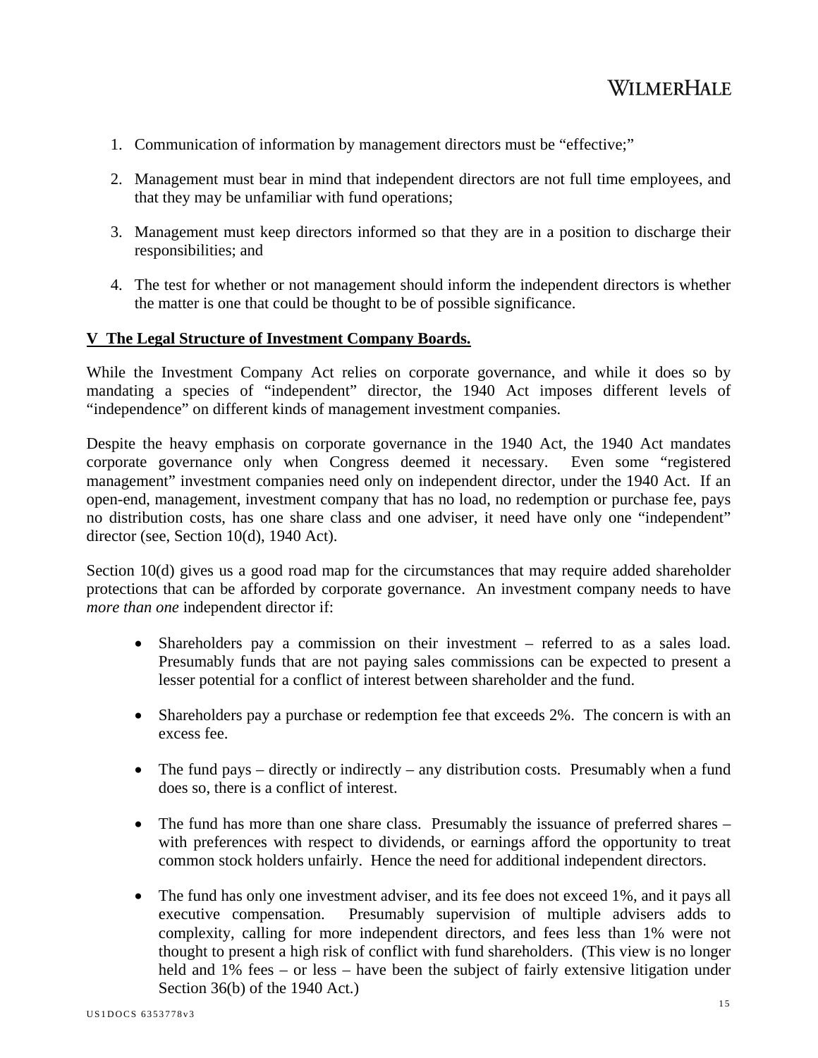1. Communication of information by management directors must be "effective;"

2. Management must bear in mind that independent directors are not full time employees, and that they may be unfamiliar with fund operations;

3. Management must keep directors informed so that they are in a position to discharge their responsibilities; and

4. The test for whether or not management should inform the independent directors is whether the matter is one that could be thought to be of possible significance.

**V The Legal Structure of Investment Company Boards.**

While the Investment Company Act relies on corporate governance, and while it does so by mandating a species of "independent" director, the 1940 Act imposes different levels of "independence" on different kinds of management investment companies.

Despite the heavy emphasis on corporate governance in the 1940 Act, the 1940 Act mandates corporate governance only when Congress deemed it necessary. Even some "registered management" investment companies need only on independent director, under the 1940 Act. If an open-end, management, investment company that has no load, no redemption or purchase fee, pays no distribution costs, has one share class and one adviser, it need have only one "independent" director (see, Section 10(d), 1940 Act).

Section 10(d) gives us a good road map for the circumstances that may require added shareholder protections that can be afforded by corporate governance. An investment company needs to have *more than one* independent director if:

- Shareholders pay a commission on their investment – referred to as a sales load. Presumably funds that are not paying sales commissions can be expected to present a lesser potential for a conflict of interest between shareholder and the fund.

- Shareholders pay a purchase or redemption fee that exceeds 2%. The concern is with an excess fee.

- The fund pays – directly or indirectly – any distribution costs. Presumably when a fund does so, there is a conflict of interest.

- The fund has more than one share class. Presumably the issuance of preferred shares – with preferences with respect to dividends, or earnings afford the opportunity to treat common stock holders unfairly. Hence the need for additional independent directors.

- The fund has only one investment adviser, and its fee does not exceed 1%, and it pays all executive compensation. Presumably supervision of multiple advisers adds to complexity, calling for more independent directors, and fees less than 1% were not thought to present a high risk of conflict with fund shareholders. (This view is no longer held and 1% fees – or less – have been the subject of fairly extensive litigation under Section 36(b) of the 1940 Act.)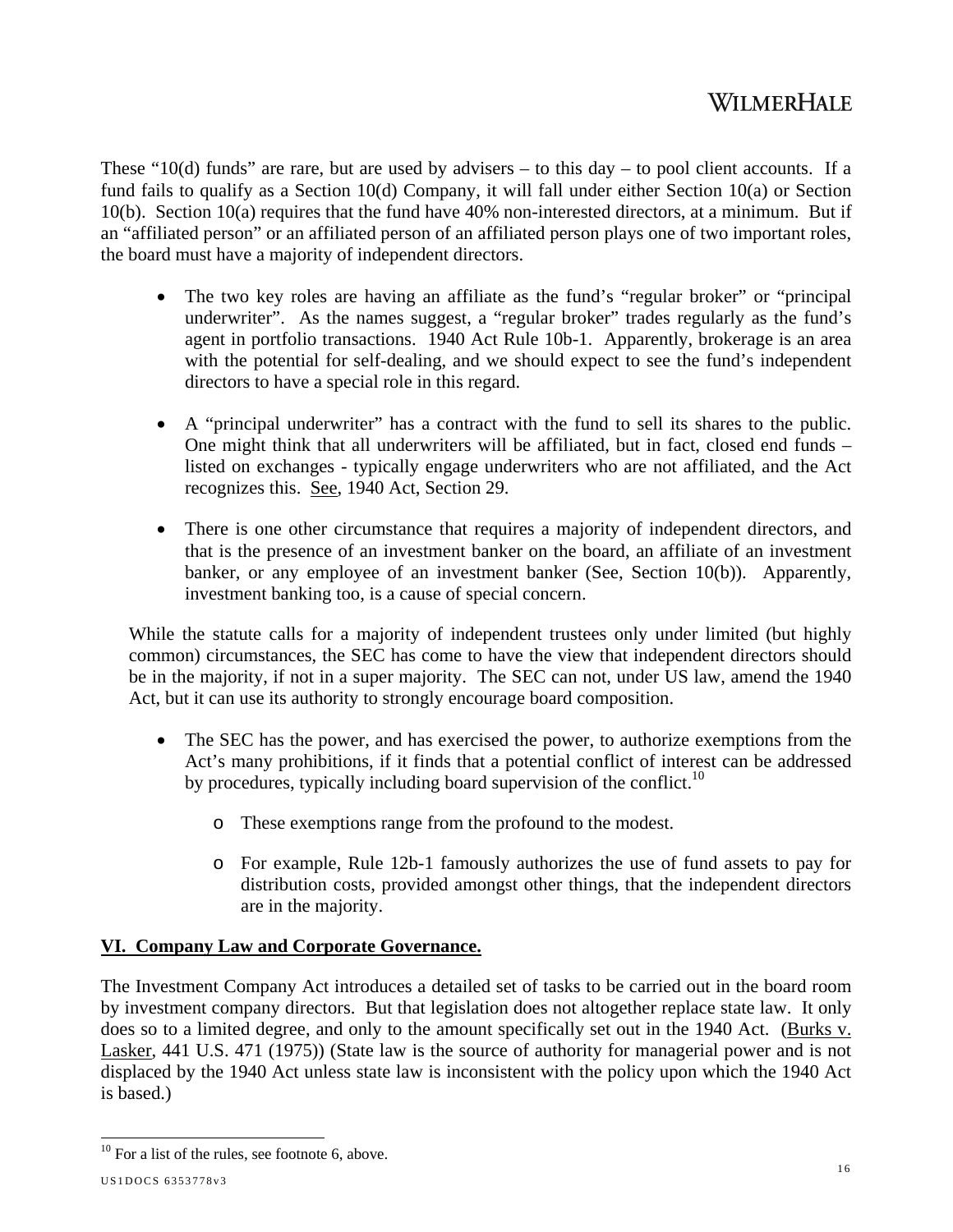These "10(d) funds" are rare, but are used by advisers – to this day – to pool client accounts. If a fund fails to qualify as a Section 10(d) Company, it will fall under either Section 10(a) or Section 10(b). Section 10(a) requires that the fund have 40% non-interested directors, at a minimum. But if an "affiliated person" or an affiliated person of an affiliated person plays one of two important roles, the board must have a majority of independent directors.

- The two key roles are having an affiliate as the fund's "regular broker" or "principal underwriter". As the names suggest, a "regular broker" trades regularly as the fund's agent in portfolio transactions. 1940 Act Rule 10b-1. Apparently, brokerage is an area with the potential for self-dealing, and we should expect to see the fund's independent directors to have a special role in this regard.

- A "principal underwriter" has a contract with the fund to sell its shares to the public. One might think that all underwriters will be affiliated, but in fact, closed end funds – listed on exchanges - typically engage underwriters who are not affiliated, and the Act recognizes this. See, 1940 Act, Section 29.

- There is one other circumstance that requires a majority of independent directors, and that is the presence of an investment banker on the board, an affiliate of an investment banker, or any employee of an investment banker (See, Section 10(b)). Apparently, investment banking too, is a cause of special concern.

While the statute calls for a majority of independent trustees only under limited (but highly common) circumstances, the SEC has come to have the view that independent directors should be in the majority, if not in a super majority. The SEC can not, under US law, amend the 1940 Act, but it can use its authority to strongly encourage board composition.

- The SEC has the power, and has exercised the power, to authorize exemptions from the Act's many prohibitions, if it finds that a potential conflict of interest can be addressed by procedures, typically including board supervision of the conflict.[10]
  - These exemptions range from the profound to the modest.
  - For example, Rule 12b-1 famously authorizes the use of fund assets to pay for distribution costs, provided amongst other things, that the independent directors are in the majority.

## VI. Company Law and Corporate Governance.

The Investment Company Act introduces a detailed set of tasks to be carried out in the board room by investment company directors. But that legislation does not altogether replace state law. It only does so to a limited degree, and only to the amount specifically set out in the 1940 Act. (Burks v. Lasker, 441 U.S. 471 (1975)) (State law is the source of authority for managerial power and is not displaced by the 1940 Act unless state law is inconsistent with the policy upon which the 1940 Act is based.)

[10] For a list of the rules, see footnote 6, above.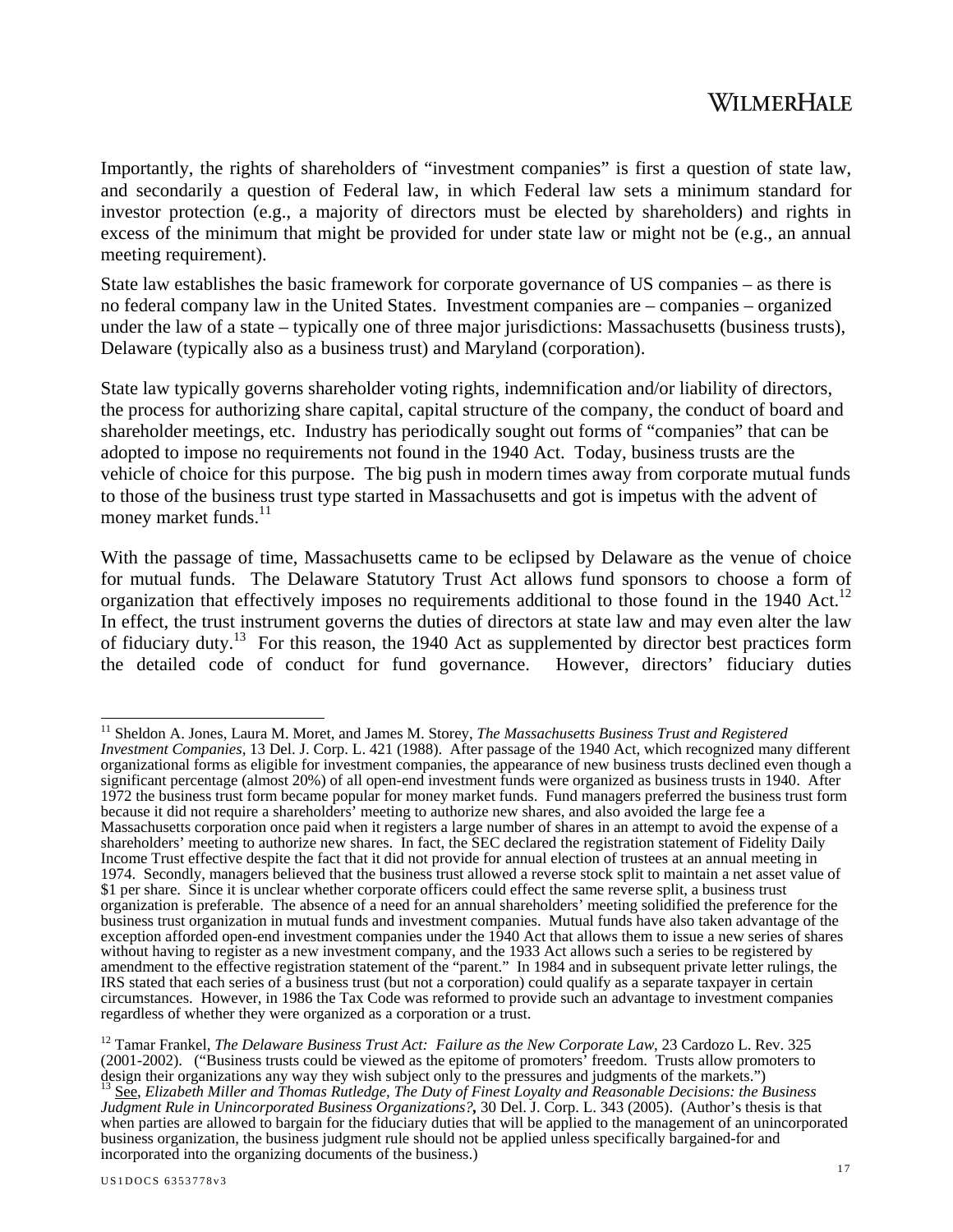Importantly, the rights of shareholders of "investment companies" is first a question of state law, and secondarily a question of Federal law, in which Federal law sets a minimum standard for investor protection (e.g., a majority of directors must be elected by shareholders) and rights in excess of the minimum that might be provided for under state law or might not be (e.g., an annual meeting requirement).

State law establishes the basic framework for corporate governance of US companies – as there is no federal company law in the United States. Investment companies are – companies – organized under the law of a state – typically one of three major jurisdictions: Massachusetts (business trusts), Delaware (typically also as a business trust) and Maryland (corporation).

State law typically governs shareholder voting rights, indemnification and/or liability of directors, the process for authorizing share capital, capital structure of the company, the conduct of board and shareholder meetings, etc. Industry has periodically sought out forms of "companies" that can be adopted to impose no requirements not found in the 1940 Act. Today, business trusts are the vehicle of choice for this purpose. The big push in modern times away from corporate mutual funds to those of the business trust type started in Massachusetts and got is impetus with the advent of money market funds.[11]

With the passage of time, Massachusetts came to be eclipsed by Delaware as the venue of choice for mutual funds. The Delaware Statutory Trust Act allows fund sponsors to choose a form of organization that effectively imposes no requirements additional to those found in the 1940 Act.[12] In effect, the trust instrument governs the duties of directors at state law and may even alter the law of fiduciary duty.[13] For this reason, the 1940 Act as supplemented by director best practices form the detailed code of conduct for fund governance. However, directors' fiduciary duties

---

[11] Sheldon A. Jones, Laura M. Moret, and James M. Storey, *The Massachusetts Business Trust and Registered Investment Companies*, 13 Del. J. Corp. L. 421 (1988). After passage of the 1940 Act, which recognized many different organizational forms as eligible for investment companies, the appearance of new business trusts declined even though a significant percentage (almost 20%) of all open-end investment funds were organized as business trusts in 1940. After 1972 the business trust form became popular for money market funds. Fund managers preferred the business trust form because it did not require a shareholders' meeting to authorize new shares, and also avoided the large fee a Massachusetts corporation once paid when it registers a large number of shares in an attempt to avoid the expense of a shareholders' meeting to authorize new shares. In fact, the SEC declared the registration statement of Fidelity Daily Income Trust effective despite the fact that it did not provide for annual election of trustees at an annual meeting in 1974. Secondly, managers believed that the business trust allowed a reverse stock split to maintain a net asset value of $1 per share. Since it is unclear whether corporate officers could effect the same reverse split, a business trust organization is preferable. The absence of a need for an annual shareholders' meeting solidified the preference for the business trust organization in mutual funds and investment companies. Mutual funds have also taken advantage of the exception afforded open-end investment companies under the 1940 Act that allows them to issue a new series of shares without having to register as a new investment company, and the 1933 Act allows such a series to be registered by amendment to the effective registration statement of the "parent." In 1984 and in subsequent private letter rulings, the IRS stated that each series of a business trust (but not a corporation) could qualify as a separate taxpayer in certain circumstances. However, in 1986 the Tax Code was reformed to provide such an advantage to investment companies regardless of whether they were organized as a corporation or a trust.

[12] Tamar Frankel, *The Delaware Business Trust Act: Failure as the New Corporate Law*, 23 Cardozo L. Rev. 325 (2001-2002). ("Business trusts could be viewed as the epitome of promoters' freedom. Trusts allow promoters to design their organizations any way they wish subject only to the pressures and judgments of the markets.")

[13] See, *Elizabeth Miller and Thomas Rutledge, The Duty of Finest Loyalty and Reasonable Decisions: the Business Judgment Rule in Unincorporated Business Organizations?*, 30 Del. J. Corp. L. 343 (2005). (Author's thesis is that when parties are allowed to bargain for the fiduciary duties that will be applied to the management of an unincorporated business organization, the business judgment rule should not be applied unless specifically bargained-for and incorporated into the organizing documents of the business.)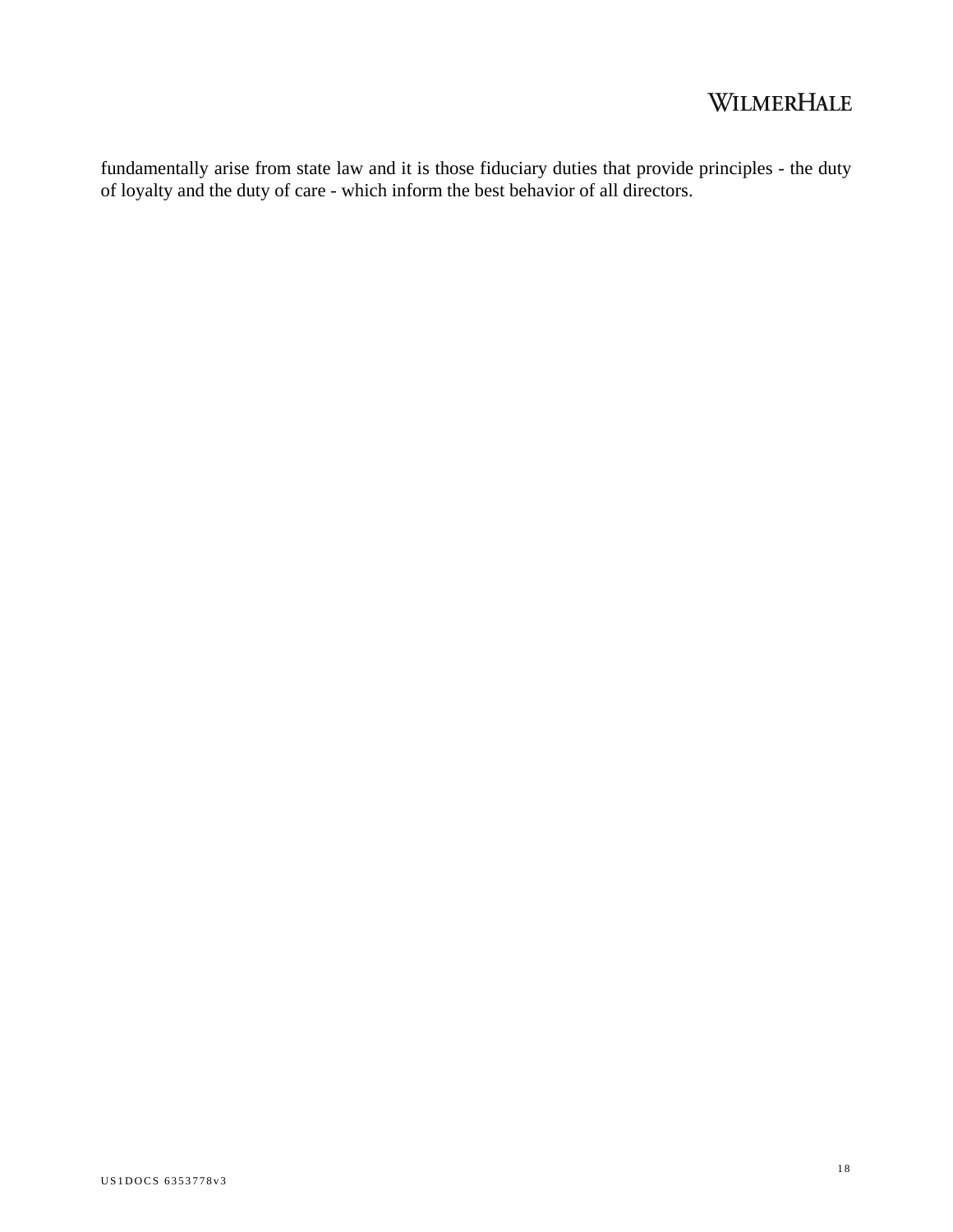fundamentally arise from state law and it is those fiduciary duties that provide principles - the duty of loyalty and the duty of care - which inform the best behavior of all directors.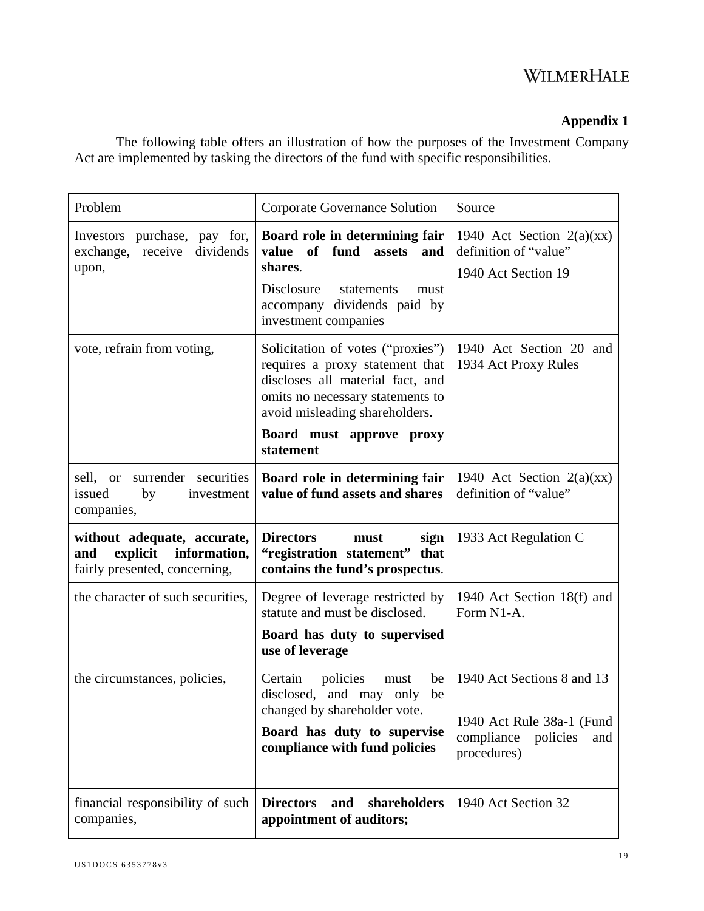**Appendix 1**

The following table offers an illustration of how the purposes of the Investment Company Act are implemented by tasking the directors of the fund with specific responsibilities.

| Problem | Corporate Governance Solution | Source |
|---|---|---|
| Investors purchase, pay for, exchange, receive dividends upon, | **Board role in determining fair value of fund assets and shares**.<br>Disclosure statements must accompany dividends paid by investment companies | 1940 Act Section 2(a)(xx) definition of "value"<br>1940 Act Section 19 |
| vote, refrain from voting, | Solicitation of votes ("proxies") requires a proxy statement that discloses all material fact, and omits no necessary statements to avoid misleading shareholders.<br>**Board must approve proxy statement** | 1940 Act Section 20 and 1934 Act Proxy Rules |
| sell, or surrender securities issued by investment companies, | **Board role in determining fair value of fund assets and shares** | 1940 Act Section 2(a)(xx) definition of "value" |
| **without adequate, accurate, and explicit information,** fairly presented, concerning, | **Directors must sign "registration statement" that contains the fund's prospectus**. | 1933 Act Regulation C |
| the character of such securities, | Degree of leverage restricted by statute and must be disclosed.<br>**Board has duty to supervised use of leverage** | 1940 Act Section 18(f) and Form N1-A. |
| the circumstances, policies, | Certain policies must be disclosed, and may only be changed by shareholder vote.<br>**Board has duty to supervise compliance with fund policies** | 1940 Act Sections 8 and 13<br>1940 Act Rule 38a-1 (Fund compliance policies and procedures) |
| financial responsibility of such companies, | **Directors and shareholders appointment of auditors;** | 1940 Act Section 32 |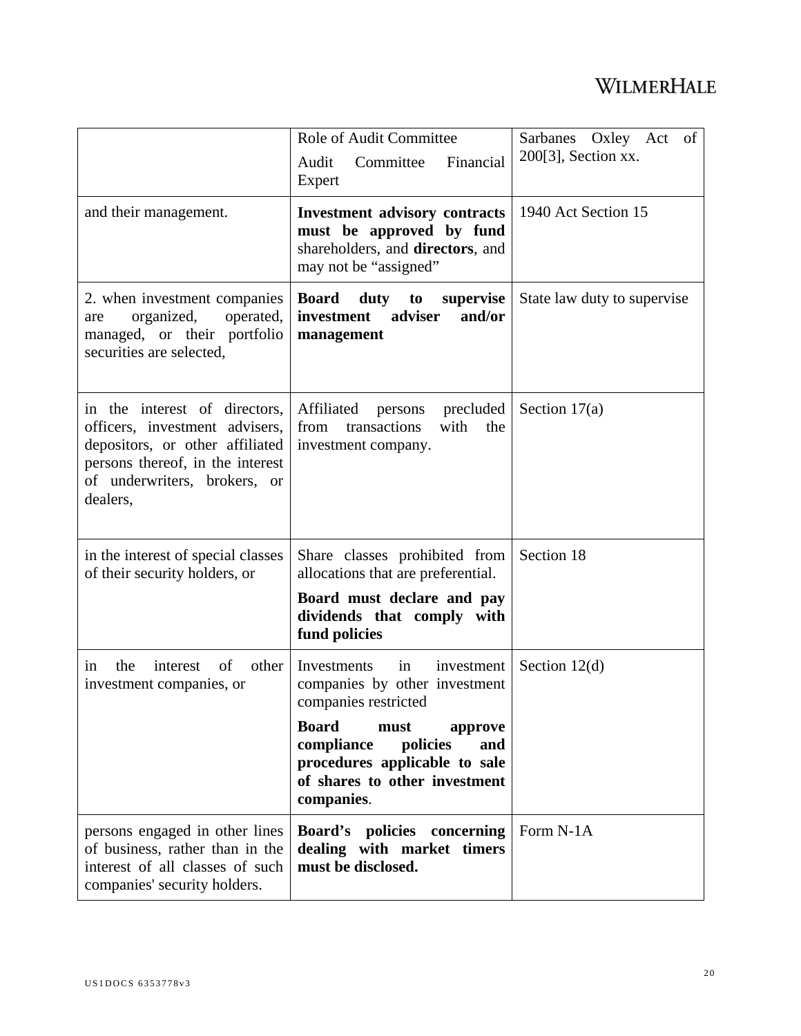| | | |
|---|---|---|
| | Role of Audit Committee<br>Audit Committee Financial Expert | Sarbanes Oxley Act of 200[3], Section xx. |
| and their management. | **Investment advisory contracts must be approved by fund** shareholders, and **directors**, and may not be "assigned" | 1940 Act Section 15 |
| 2. when investment companies are organized, operated, managed, or their portfolio securities are selected, | **Board duty to supervise investment adviser and/or management** | State law duty to supervise |
| in the interest of directors, officers, investment advisers, depositors, or other affiliated persons thereof, in the interest of underwriters, brokers, or dealers, | Affiliated persons precluded from transactions with the investment company. | Section 17(a) |
| in the interest of special classes of their security holders, or | Share classes prohibited from allocations that are preferential.<br>**Board must declare and pay dividends that comply with fund policies** | Section 18 |
| in the interest of other investment companies, or | Investments in investment companies by other investment companies restricted<br>**Board must approve compliance policies and procedures applicable to sale of shares to other investment companies**. | Section 12(d) |
| persons engaged in other lines of business, rather than in the interest of all classes of such companies' security holders. | **Board's policies concerning dealing with market timers must be disclosed.** | Form N-1A |

US1DOCS 6353778v3